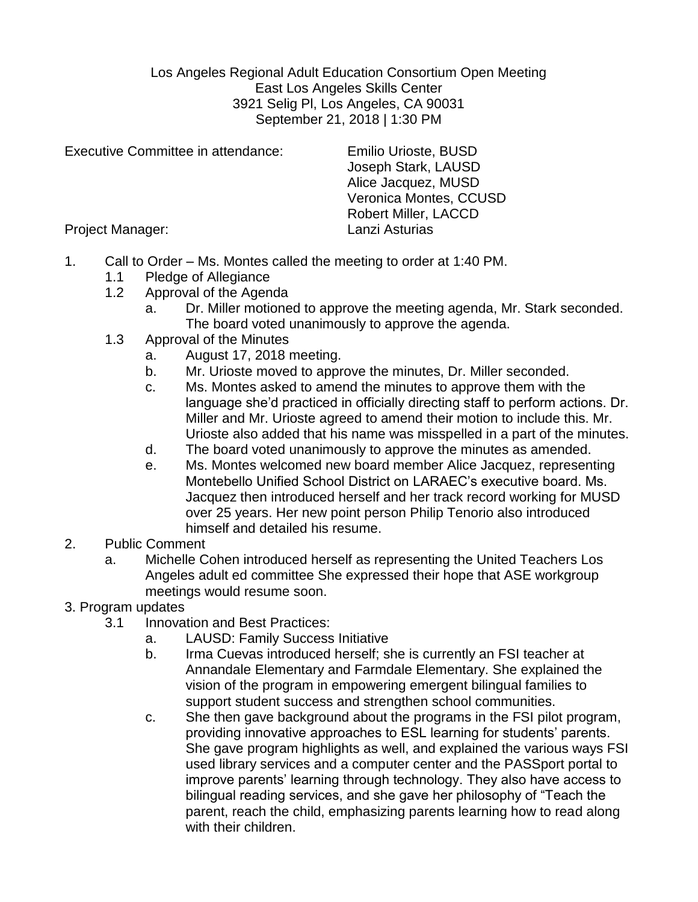Los Angeles Regional Adult Education Consortium Open Meeting
East Los Angeles Skills Center
3921 Selig Pl, Los Angeles, CA 90031
September 21, 2018 | 1:30 PM

Executive Committee in attendance: Emilio Urioste, BUSD
Joseph Stark, LAUSD
Alice Jacquez, MUSD
Veronica Montes, CCUSD
Robert Miller, LACCD

Project Manager: Lanzi Asturias

1. Call to Order – Ms. Montes called the meeting to order at 1:40 PM.
   - 1.1 Pledge of Allegiance
   - 1.2 Approval of the Agenda
     - a. Dr. Miller motioned to approve the meeting agenda, Mr. Stark seconded. The board voted unanimously to approve the agenda.
   - 1.3 Approval of the Minutes
     - a. August 17, 2018 meeting.
     - b. Mr. Urioste moved to approve the minutes, Dr. Miller seconded.
     - c. Ms. Montes asked to amend the minutes to approve them with the language she'd practiced in officially directing staff to perform actions. Dr. Miller and Mr. Urioste agreed to amend their motion to include this. Mr. Urioste also added that his name was misspelled in a part of the minutes.
     - d. The board voted unanimously to approve the minutes as amended.
     - e. Ms. Montes welcomed new board member Alice Jacquez, representing Montebello Unified School District on LARAEC's executive board. Ms. Jacquez then introduced herself and her track record working for MUSD over 25 years. Her new point person Philip Tenorio also introduced himself and detailed his resume.
2. Public Comment
   - a. Michelle Cohen introduced herself as representing the United Teachers Los Angeles adult ed committee She expressed their hope that ASE workgroup meetings would resume soon.
3. Program updates
   - 3.1 Innovation and Best Practices:
     - a. LAUSD: Family Success Initiative
     - b. Irma Cuevas introduced herself; she is currently an FSI teacher at Annandale Elementary and Farmdale Elementary. She explained the vision of the program in empowering emergent bilingual families to support student success and strengthen school communities.
     - c. She then gave background about the programs in the FSI pilot program, providing innovative approaches to ESL learning for students' parents. She gave program highlights as well, and explained the various ways FSI used library services and a computer center and the PASSport portal to improve parents' learning through technology. They also have access to bilingual reading services, and she gave her philosophy of "Teach the parent, reach the child, emphasizing parents learning how to read along with their children.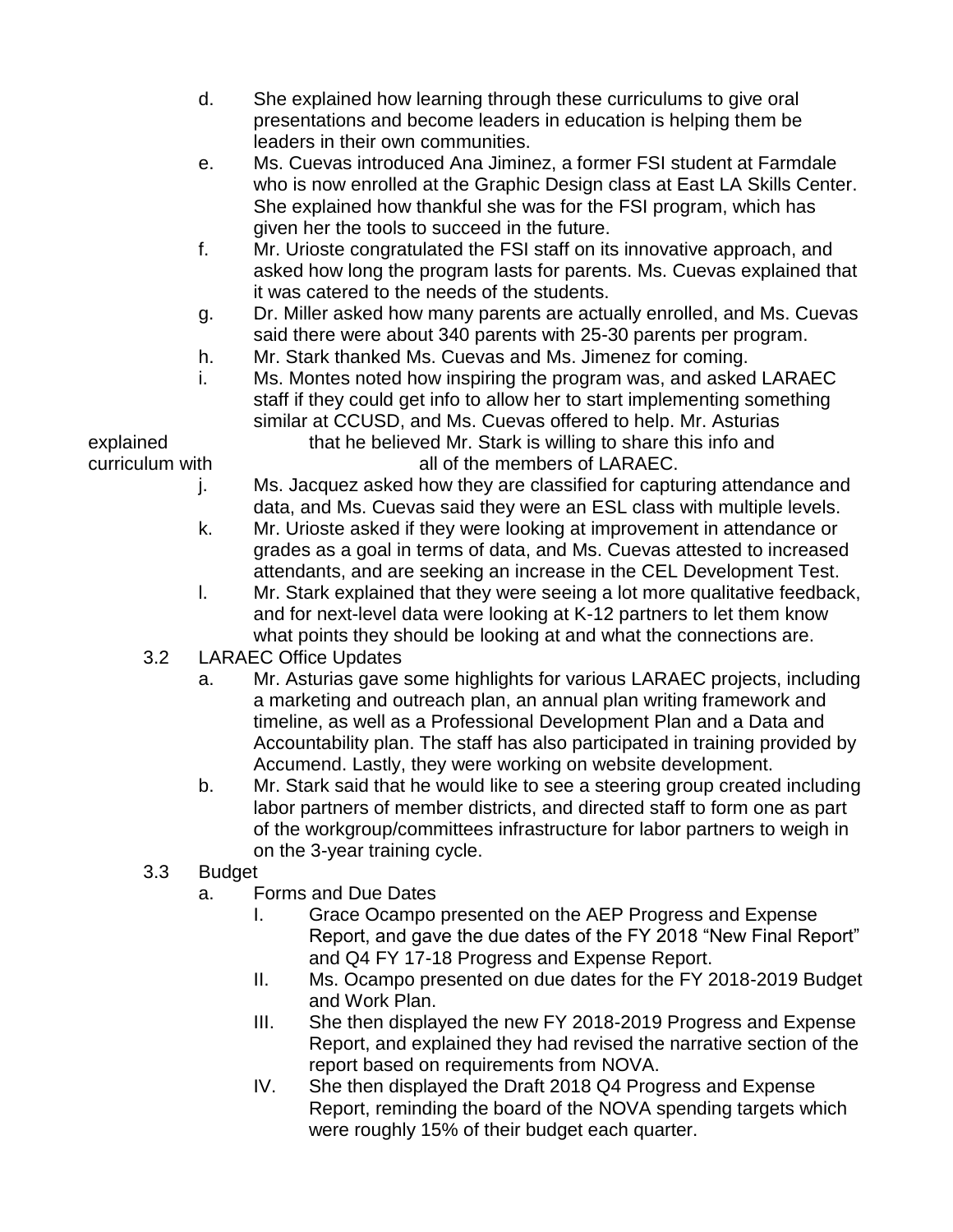d. She explained how learning through these curriculums to give oral presentations and become leaders in education is helping them be leaders in their own communities.

e. Ms. Cuevas introduced Ana Jiminez, a former FSI student at Farmdale who is now enrolled at the Graphic Design class at East LA Skills Center. She explained how thankful she was for the FSI program, which has given her the tools to succeed in the future.

f. Mr. Urioste congratulated the FSI staff on its innovative approach, and asked how long the program lasts for parents. Ms. Cuevas explained that it was catered to the needs of the students.

g. Dr. Miller asked how many parents are actually enrolled, and Ms. Cuevas said there were about 340 parents with 25-30 parents per program.

h. Mr. Stark thanked Ms. Cuevas and Ms. Jimenez for coming.

i. Ms. Montes noted how inspiring the program was, and asked LARAEC staff if they could get info to allow her to start implementing something similar at CCUSD, and Ms. Cuevas offered to help. Mr. Asturias explained that he believed Mr. Stark is willing to share this info and curriculum with all of the members of LARAEC.

j. Ms. Jacquez asked how they are classified for capturing attendance and data, and Ms. Cuevas said they were an ESL class with multiple levels.

k. Mr. Urioste asked if they were looking at improvement in attendance or grades as a goal in terms of data, and Ms. Cuevas attested to increased attendants, and are seeking an increase in the CEL Development Test.

l. Mr. Stark explained that they were seeing a lot more qualitative feedback, and for next-level data were looking at K-12 partners to let them know what points they should be looking at and what the connections are.

3.2 LARAEC Office Updates

a. Mr. Asturias gave some highlights for various LARAEC projects, including a marketing and outreach plan, an annual plan writing framework and timeline, as well as a Professional Development Plan and a Data and Accountability plan. The staff has also participated in training provided by Accumend. Lastly, they were working on website development.

b. Mr. Stark said that he would like to see a steering group created including labor partners of member districts, and directed staff to form one as part of the workgroup/committees infrastructure for labor partners to weigh in on the 3-year training cycle.

3.3 Budget

a. Forms and Due Dates

I. Grace Ocampo presented on the AEP Progress and Expense Report, and gave the due dates of the FY 2018 "New Final Report" and Q4 FY 17-18 Progress and Expense Report.

II. Ms. Ocampo presented on due dates for the FY 2018-2019 Budget and Work Plan.

III. She then displayed the new FY 2018-2019 Progress and Expense Report, and explained they had revised the narrative section of the report based on requirements from NOVA.

IV. She then displayed the Draft 2018 Q4 Progress and Expense Report, reminding the board of the NOVA spending targets which were roughly 15% of their budget each quarter.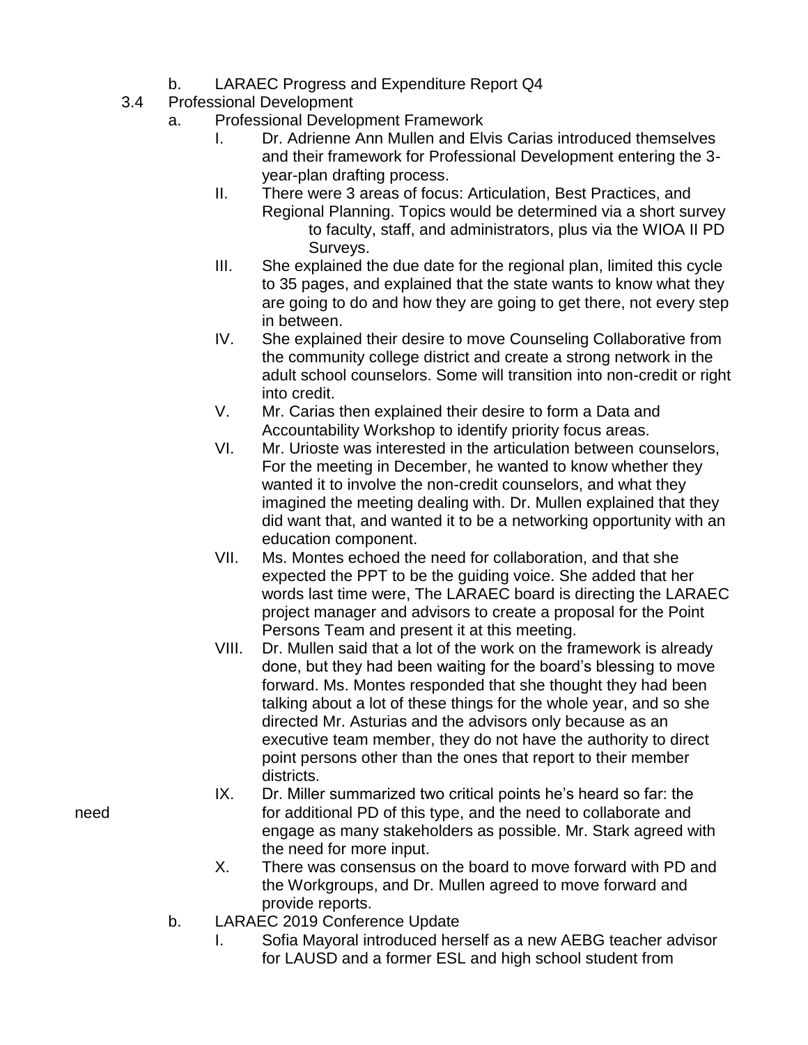- b. LARAEC Progress and Expenditure Report Q4
- 3.4 Professional Development
  - a. Professional Development Framework
    - I. Dr. Adrienne Ann Mullen and Elvis Carias introduced themselves and their framework for Professional Development entering the 3-year-plan drafting process.
    - II. There were 3 areas of focus: Articulation, Best Practices, and Regional Planning. Topics would be determined via a short survey to faculty, staff, and administrators, plus via the WIOA II PD Surveys.
    - III. She explained the due date for the regional plan, limited this cycle to 35 pages, and explained that the state wants to know what they are going to do and how they are going to get there, not every step in between.
    - IV. She explained their desire to move Counseling Collaborative from the community college district and create a strong network in the adult school counselors. Some will transition into non-credit or right into credit.
    - V. Mr. Carias then explained their desire to form a Data and Accountability Workshop to identify priority focus areas.
    - VI. Mr. Urioste was interested in the articulation between counselors, For the meeting in December, he wanted to know whether they wanted it to involve the non-credit counselors, and what they imagined the meeting dealing with. Dr. Mullen explained that they did want that, and wanted it to be a networking opportunity with an education component.
    - VII. Ms. Montes echoed the need for collaboration, and that she expected the PPT to be the guiding voice. She added that her words last time were, The LARAEC board is directing the LARAEC project manager and advisors to create a proposal for the Point Persons Team and present it at this meeting.
    - VIII. Dr. Mullen said that a lot of the work on the framework is already done, but they had been waiting for the board's blessing to move forward. Ms. Montes responded that she thought they had been talking about a lot of these things for the whole year, and so she directed Mr. Asturias and the advisors only because as an executive team member, they do not have the authority to direct point persons other than the ones that report to their member districts.
    - IX. Dr. Miller summarized two critical points he's heard so far: the need for additional PD of this type, and the need to collaborate and engage as many stakeholders as possible. Mr. Stark agreed with the need for more input.
    - X. There was consensus on the board to move forward with PD and the Workgroups, and Dr. Mullen agreed to move forward and provide reports.
  - b. LARAEC 2019 Conference Update
    - I. Sofia Mayoral introduced herself as a new AEBG teacher advisor for LAUSD and a former ESL and high school student from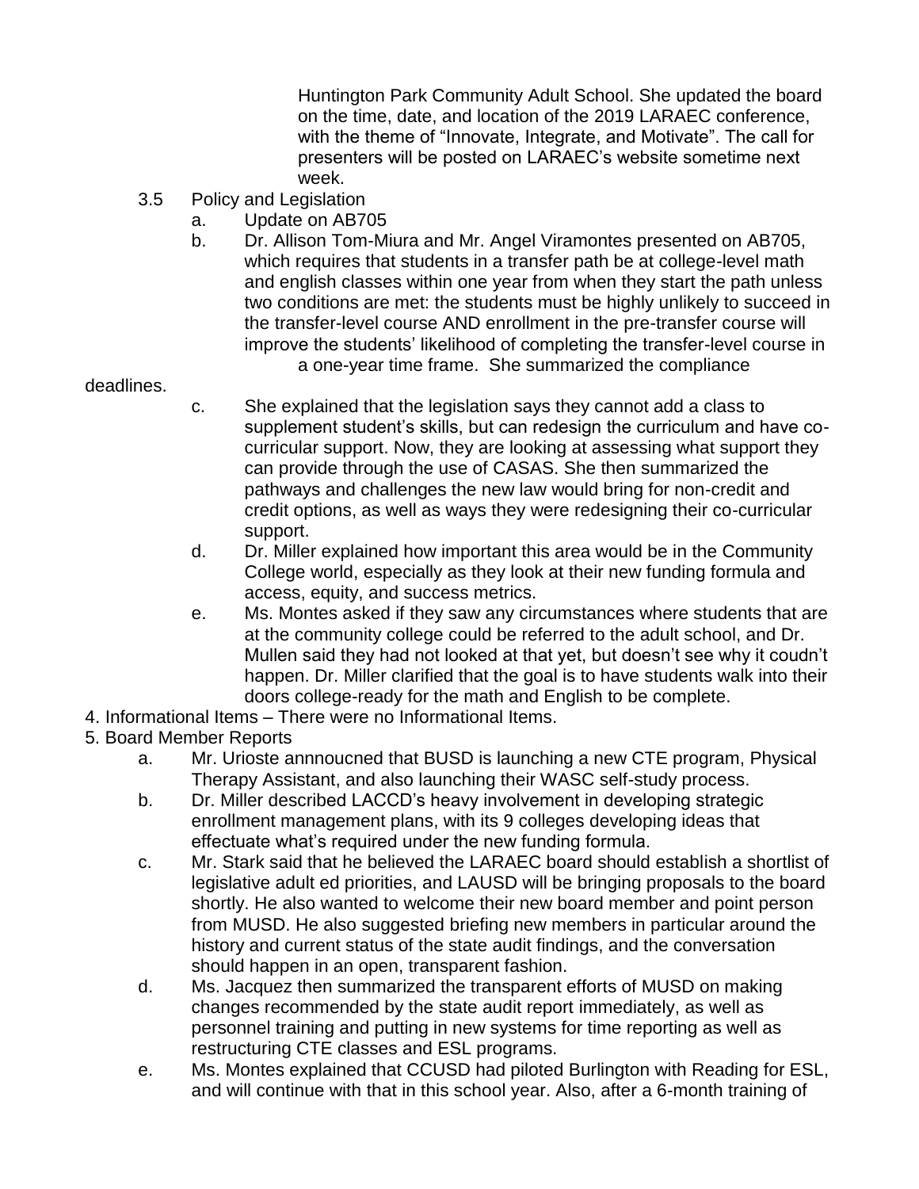Huntington Park Community Adult School. She updated the board on the time, date, and location of the 2019 LARAEC conference, with the theme of "Innovate, Integrate, and Motivate". The call for presenters will be posted on LARAEC's website sometime next week.

3.5 Policy and Legislation

a. Update on AB705

b. Dr. Allison Tom-Miura and Mr. Angel Viramontes presented on AB705, which requires that students in a transfer path be at college-level math and english classes within one year from when they start the path unless two conditions are met: the students must be highly unlikely to succeed in the transfer-level course AND enrollment in the pre-transfer course will improve the students' likelihood of completing the transfer-level course in a one-year time frame. She summarized the compliance deadlines.

c. She explained that the legislation says they cannot add a class to supplement student's skills, but can redesign the curriculum and have co-curricular support. Now, they are looking at assessing what support they can provide through the use of CASAS. She then summarized the pathways and challenges the new law would bring for non-credit and credit options, as well as ways they were redesigning their co-curricular support.

d. Dr. Miller explained how important this area would be in the Community College world, especially as they look at their new funding formula and access, equity, and success metrics.

e. Ms. Montes asked if they saw any circumstances where students that are at the community college could be referred to the adult school, and Dr. Mullen said they had not looked at that yet, but doesn't see why it coudn't happen. Dr. Miller clarified that the goal is to have students walk into their doors college-ready for the math and English to be complete.

4. Informational Items – There were no Informational Items.

5. Board Member Reports

a. Mr. Urioste annnoucned that BUSD is launching a new CTE program, Physical Therapy Assistant, and also launching their WASC self-study process.

b. Dr. Miller described LACCD's heavy involvement in developing strategic enrollment management plans, with its 9 colleges developing ideas that effectuate what's required under the new funding formula.

c. Mr. Stark said that he believed the LARAEC board should establish a shortlist of legislative adult ed priorities, and LAUSD will be bringing proposals to the board shortly. He also wanted to welcome their new board member and point person from MUSD. He also suggested briefing new members in particular around the history and current status of the state audit findings, and the conversation should happen in an open, transparent fashion.

d. Ms. Jacquez then summarized the transparent efforts of MUSD on making changes recommended by the state audit report immediately, as well as personnel training and putting in new systems for time reporting as well as restructuring CTE classes and ESL programs.

e. Ms. Montes explained that CCUSD had piloted Burlington with Reading for ESL, and will continue with that in this school year. Also, after a 6-month training of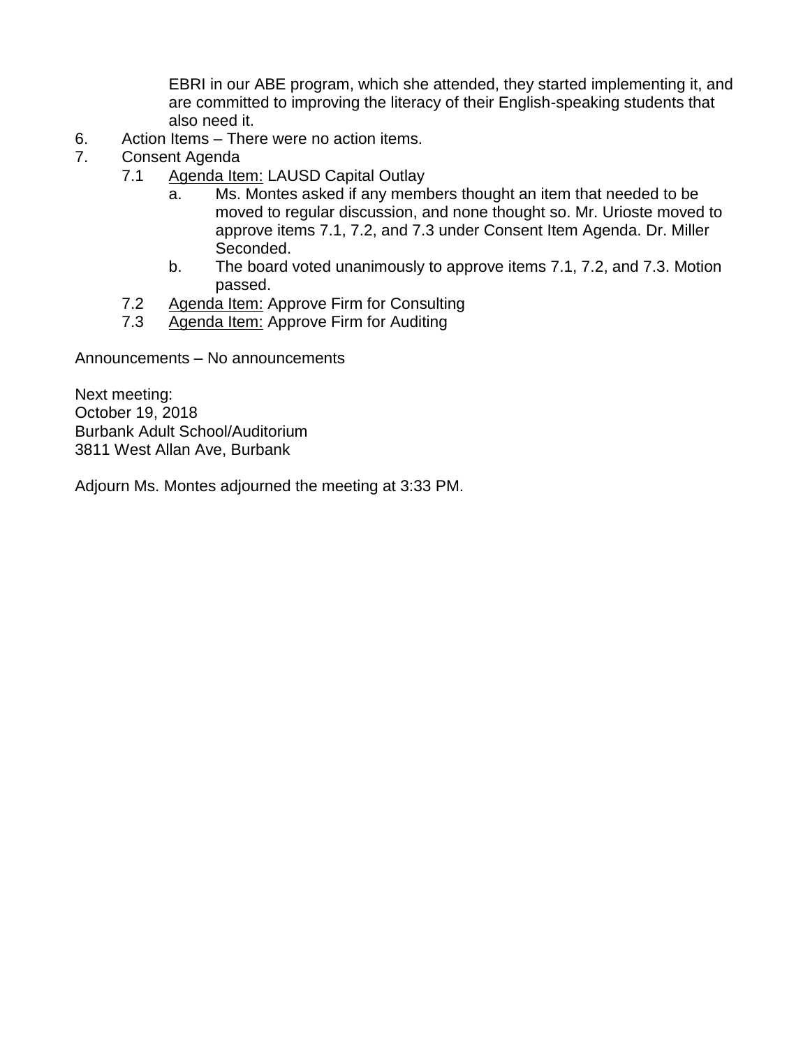EBRI in our ABE program, which she attended, they started implementing it, and are committed to improving the literacy of their English-speaking students that also need it.

6. Action Items – There were no action items.
7. Consent Agenda
    - 7.1 <u>Agenda Item:</u> LAUSD Capital Outlay
        - a. Ms. Montes asked if any members thought an item that needed to be moved to regular discussion, and none thought so. Mr. Urioste moved to approve items 7.1, 7.2, and 7.3 under Consent Item Agenda. Dr. Miller Seconded.
        - b. The board voted unanimously to approve items 7.1, 7.2, and 7.3. Motion passed.
    - 7.2 <u>Agenda Item:</u> Approve Firm for Consulting
    - 7.3 <u>Agenda Item:</u> Approve Firm for Auditing

Announcements – No announcements

Next meeting:
October 19, 2018
Burbank Adult School/Auditorium
3811 West Allan Ave, Burbank

Adjourn Ms. Montes adjourned the meeting at 3:33 PM.